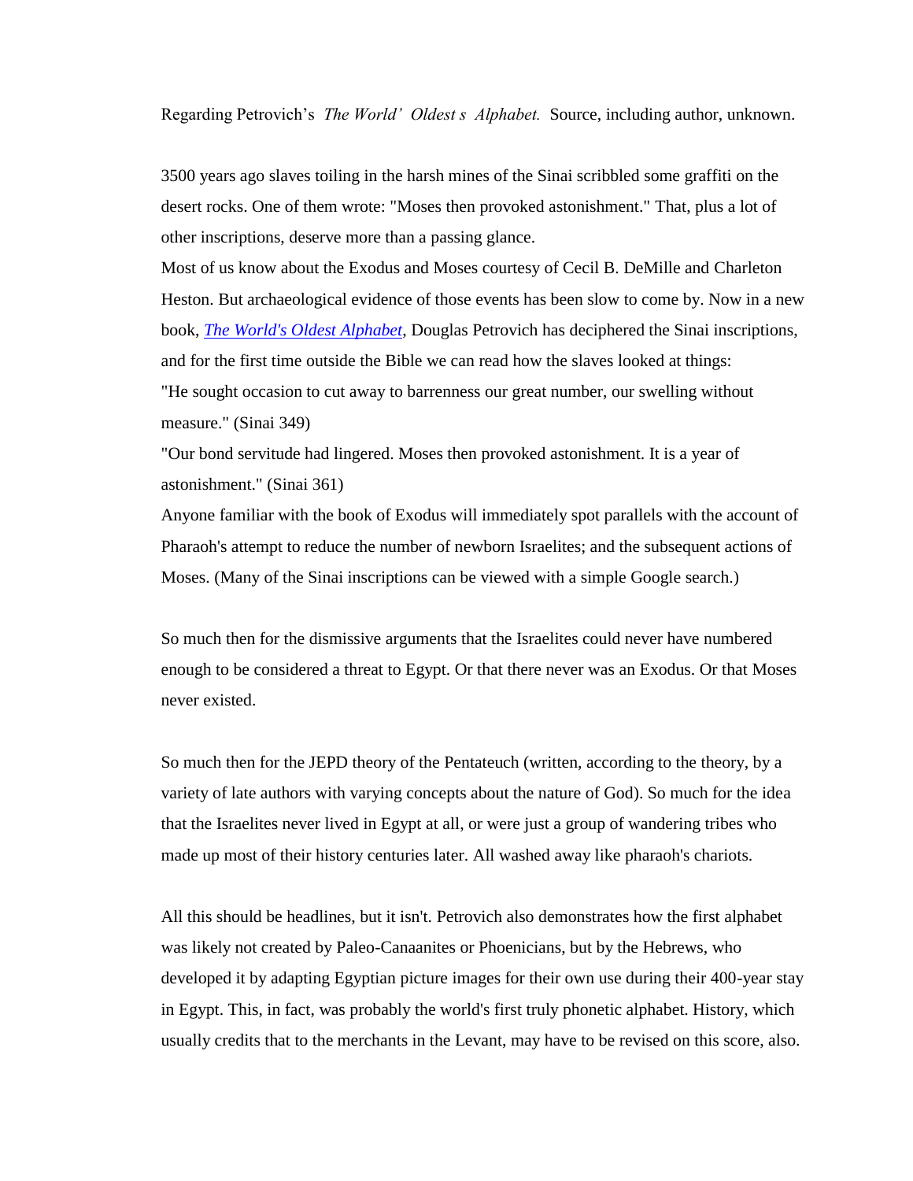Regarding Petrovich's *The World' Oldest s Alphabet.* Source, including author, unknown.

3500 years ago slaves toiling in the harsh mines of the Sinai scribbled some graffiti on the desert rocks. One of them wrote: "Moses then provoked astonishment." That, plus a lot of other inscriptions, deserve more than a passing glance.

Most of us know about the Exodus and Moses courtesy of Cecil B. DeMille and Charleton Heston. But archaeological evidence of those events has been slow to come by. Now in a new book, *The World's Oldest Alphabet*, Douglas Petrovich has deciphered the Sinai inscriptions, and for the first time outside the Bible we can read how the slaves looked at things:

"He sought occasion to cut away to barrenness our great number, our swelling without measure." (Sinai 349)

"Our bond servitude had lingered. Moses then provoked astonishment. It is a year of astonishment." (Sinai 361)

Anyone familiar with the book of Exodus will immediately spot parallels with the account of Pharaoh's attempt to reduce the number of newborn Israelites; and the subsequent actions of Moses. (Many of the Sinai inscriptions can be viewed with a simple Google search.)

So much then for the dismissive arguments that the Israelites could never have numbered enough to be considered a threat to Egypt. Or that there never was an Exodus. Or that Moses never existed.

So much then for the JEPD theory of the Pentateuch (written, according to the theory, by a variety of late authors with varying concepts about the nature of God). So much for the idea that the Israelites never lived in Egypt at all, or were just a group of wandering tribes who made up most of their history centuries later. All washed away like pharaoh's chariots.

All this should be headlines, but it isn't. Petrovich also demonstrates how the first alphabet was likely not created by Paleo-Canaanites or Phoenicians, but by the Hebrews, who developed it by adapting Egyptian picture images for their own use during their 400-year stay in Egypt. This, in fact, was probably the world's first truly phonetic alphabet. History, which usually credits that to the merchants in the Levant, may have to be revised on this score, also.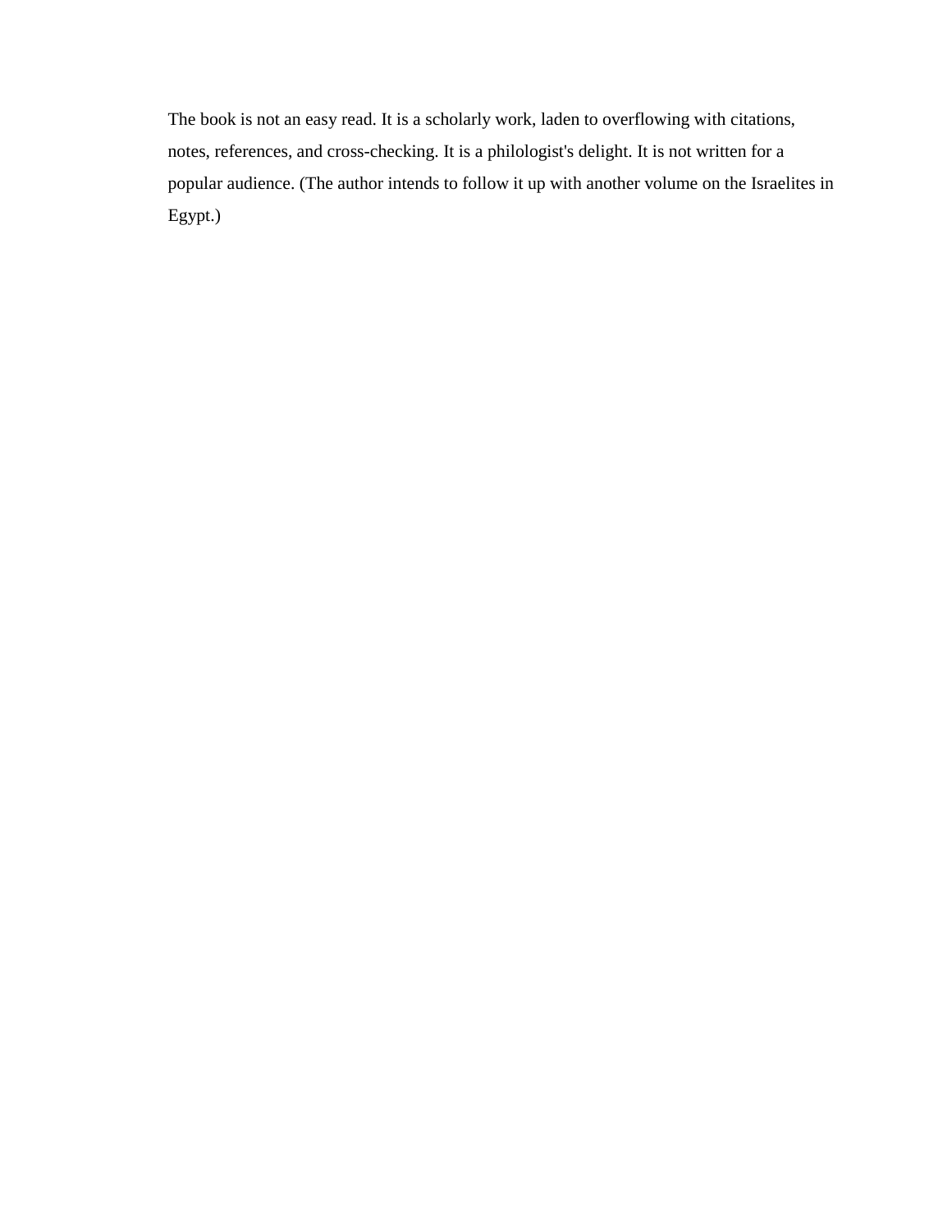The book is not an easy read. It is a scholarly work, laden to overflowing with citations, notes, references, and cross-checking. It is a philologist's delight. It is not written for a popular audience. (The author intends to follow it up with another volume on the Israelites in Egypt.)